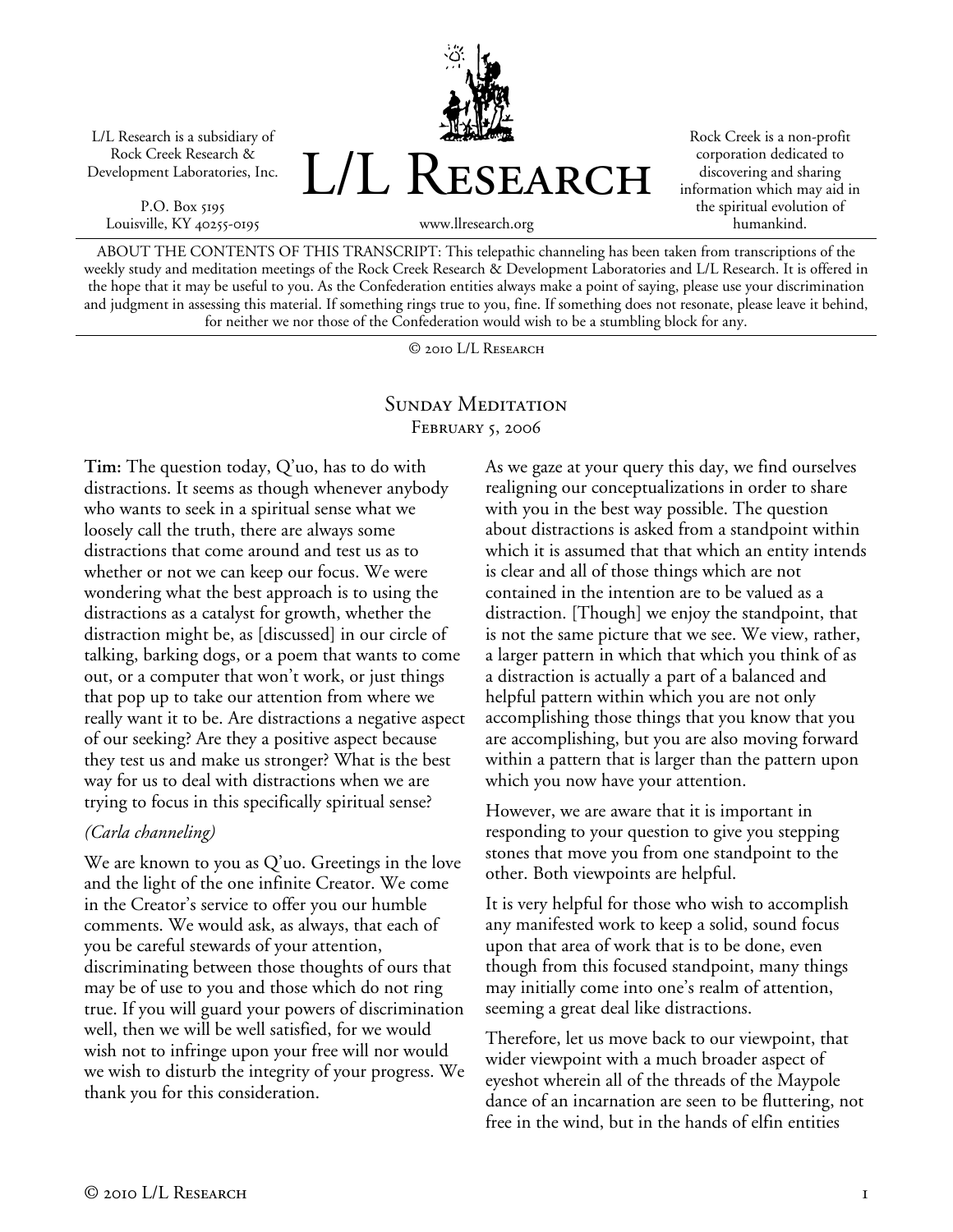L/L Research is a subsidiary of Rock Creek Research & Development Laboratories, Inc.

P.O. Box 5195
Louisville, KY 40255-0195

# L/L Research

www.llresearch.org

Rock Creek is a non-profit corporation dedicated to discovering and sharing information which may aid in the spiritual evolution of humankind.

ABOUT THE CONTENTS OF THIS TRANSCRIPT: This telepathic channeling has been taken from transcriptions of the weekly study and meditation meetings of the Rock Creek Research & Development Laboratories and L/L Research. It is offered in the hope that it may be useful to you. As the Confederation entities always make a point of saying, please use your discrimination and judgment in assessing this material. If something rings true to you, fine. If something does not resonate, please leave it behind, for neither we nor those of the Confederation would wish to be a stumbling block for any.

© 2010 L/L Research

## Sunday Meditation
### February 5, 2006

**Tim:** The question today, Q'uo, has to do with distractions. It seems as though whenever anybody who wants to seek in a spiritual sense what we loosely call the truth, there are always some distractions that come around and test us as to whether or not we can keep our focus. We were wondering what the best approach is to using the distractions as a catalyst for growth, whether the distraction might be, as [discussed] in our circle of talking, barking dogs, or a poem that wants to come out, or a computer that won't work, or just things that pop up to take our attention from where we really want it to be. Are distractions a negative aspect of our seeking? Are they a positive aspect because they test us and make us stronger? What is the best way for us to deal with distractions when we are trying to focus in this specifically spiritual sense?

*(Carla channeling)*

We are known to you as Q'uo. Greetings in the love and the light of the one infinite Creator. We come in the Creator's service to offer you our humble comments. We would ask, as always, that each of you be careful stewards of your attention, discriminating between those thoughts of ours that may be of use to you and those which do not ring true. If you will guard your powers of discrimination well, then we will be well satisfied, for we would wish not to infringe upon your free will nor would we wish to disturb the integrity of your progress. We thank you for this consideration.

As we gaze at your query this day, we find ourselves realigning our conceptualizations in order to share with you in the best way possible. The question about distractions is asked from a standpoint within which it is assumed that that which an entity intends is clear and all of those things which are not contained in the intention are to be valued as a distraction. [Though] we enjoy the standpoint, that is not the same picture that we see. We view, rather, a larger pattern in which that which you think of as a distraction is actually a part of a balanced and helpful pattern within which you are not only accomplishing those things that you know that you are accomplishing, but you are also moving forward within a pattern that is larger than the pattern upon which you now have your attention.

However, we are aware that it is important in responding to your question to give you stepping stones that move you from one standpoint to the other. Both viewpoints are helpful.

It is very helpful for those who wish to accomplish any manifested work to keep a solid, sound focus upon that area of work that is to be done, even though from this focused standpoint, many things may initially come into one's realm of attention, seeming a great deal like distractions.

Therefore, let us move back to our viewpoint, that wider viewpoint with a much broader aspect of eyeshot wherein all of the threads of the Maypole dance of an incarnation are seen to be fluttering, not free in the wind, but in the hands of elfin entities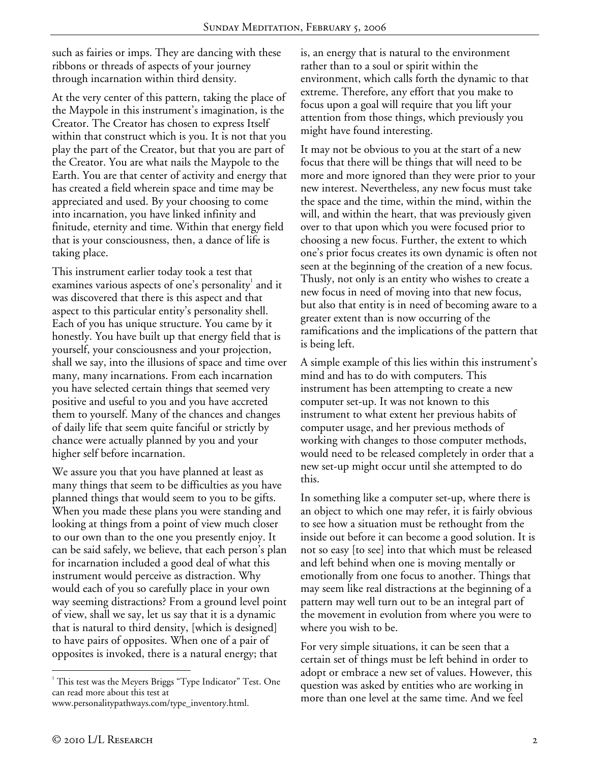such as fairies or imps. They are dancing with these ribbons or threads of aspects of your journey through incarnation within third density.

At the very center of this pattern, taking the place of the Maypole in this instrument's imagination, is the Creator. The Creator has chosen to express Itself within that construct which is you. It is not that you play the part of the Creator, but that you are part of the Creator. You are what nails the Maypole to the Earth. You are that center of activity and energy that has created a field wherein space and time may be appreciated and used. By your choosing to come into incarnation, you have linked infinity and finitude, eternity and time. Within that energy field that is your consciousness, then, a dance of life is taking place.

This instrument earlier today took a test that examines various aspects of one's personality[1] and it was discovered that there is this aspect and that aspect to this particular entity's personality shell. Each of you has unique structure. You came by it honestly. You have built up that energy field that is yourself, your consciousness and your projection, shall we say, into the illusions of space and time over many, many incarnations. From each incarnation you have selected certain things that seemed very positive and useful to you and you have accreted them to yourself. Many of the chances and changes of daily life that seem quite fanciful or strictly by chance were actually planned by you and your higher self before incarnation.

We assure you that you have planned at least as many things that seem to be difficulties as you have planned things that would seem to you to be gifts. When you made these plans you were standing and looking at things from a point of view much closer to our own than to the one you presently enjoy. It can be said safely, we believe, that each person's plan for incarnation included a good deal of what this instrument would perceive as distraction. Why would each of you so carefully place in your own way seeming distractions? From a ground level point of view, shall we say, let us say that it is a dynamic that is natural to third density, [which is designed] to have pairs of opposites. When one of a pair of opposites is invoked, there is a natural energy; that is, an energy that is natural to the environment rather than to a soul or spirit within the environment, which calls forth the dynamic to that extreme. Therefore, any effort that you make to focus upon a goal will require that you lift your attention from those things, which previously you might have found interesting.

It may not be obvious to you at the start of a new focus that there will be things that will need to be more and more ignored than they were prior to your new interest. Nevertheless, any new focus must take the space and the time, within the mind, within the will, and within the heart, that was previously given over to that upon which you were focused prior to choosing a new focus. Further, the extent to which one's prior focus creates its own dynamic is often not seen at the beginning of the creation of a new focus. Thusly, not only is an entity who wishes to create a new focus in need of moving into that new focus, but also that entity is in need of becoming aware to a greater extent than is now occurring of the ramifications and the implications of the pattern that is being left.

A simple example of this lies within this instrument's mind and has to do with computers. This instrument has been attempting to create a new computer set-up. It was not known to this instrument to what extent her previous habits of computer usage, and her previous methods of working with changes to those computer methods, would need to be released completely in order that a new set-up might occur until she attempted to do this.

In something like a computer set-up, where there is an object to which one may refer, it is fairly obvious to see how a situation must be rethought from the inside out before it can become a good solution. It is not so easy [to see] into that which must be released and left behind when one is moving mentally or emotionally from one focus to another. Things that may seem like real distractions at the beginning of a pattern may well turn out to be an integral part of the movement in evolution from where you were to where you wish to be.

For very simple situations, it can be seen that a certain set of things must be left behind in order to adopt or embrace a new set of values. However, this question was asked by entities who are working in more than one level at the same time. And we feel

[1] This test was the Meyers Briggs "Type Indicator" Test. One can read more about this test at www.personalitypathways.com/type_inventory.html.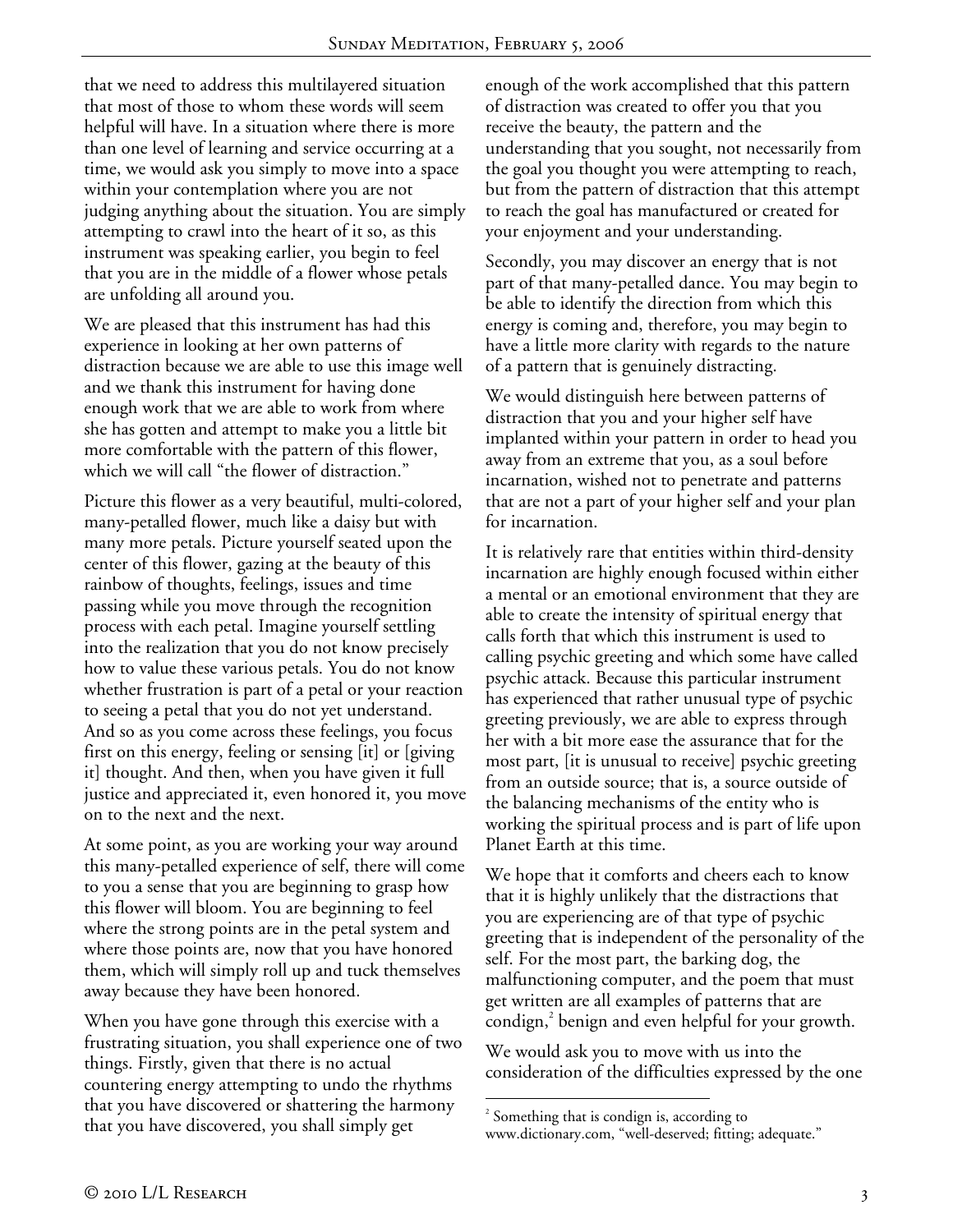that we need to address this multilayered situation that most of those to whom these words will seem helpful will have. In a situation where there is more than one level of learning and service occurring at a time, we would ask you simply to move into a space within your contemplation where you are not judging anything about the situation. You are simply attempting to crawl into the heart of it so, as this instrument was speaking earlier, you begin to feel that you are in the middle of a flower whose petals are unfolding all around you.

We are pleased that this instrument has had this experience in looking at her own patterns of distraction because we are able to use this image well and we thank this instrument for having done enough work that we are able to work from where she has gotten and attempt to make you a little bit more comfortable with the pattern of this flower, which we will call "the flower of distraction."

Picture this flower as a very beautiful, multi-colored, many-petalled flower, much like a daisy but with many more petals. Picture yourself seated upon the center of this flower, gazing at the beauty of this rainbow of thoughts, feelings, issues and time passing while you move through the recognition process with each petal. Imagine yourself settling into the realization that you do not know precisely how to value these various petals. You do not know whether frustration is part of a petal or your reaction to seeing a petal that you do not yet understand. And so as you come across these feelings, you focus first on this energy, feeling or sensing [it] or [giving it] thought. And then, when you have given it full justice and appreciated it, even honored it, you move on to the next and the next.

At some point, as you are working your way around this many-petalled experience of self, there will come to you a sense that you are beginning to grasp how this flower will bloom. You are beginning to feel where the strong points are in the petal system and where those points are, now that you have honored them, which will simply roll up and tuck themselves away because they have been honored.

When you have gone through this exercise with a frustrating situation, you shall experience one of two things. Firstly, given that there is no actual countering energy attempting to undo the rhythms that you have discovered or shattering the harmony that you have discovered, you shall simply get enough of the work accomplished that this pattern of distraction was created to offer you that you receive the beauty, the pattern and the understanding that you sought, not necessarily from the goal you thought you were attempting to reach, but from the pattern of distraction that this attempt to reach the goal has manufactured or created for your enjoyment and your understanding.

Secondly, you may discover an energy that is not part of that many-petalled dance. You may begin to be able to identify the direction from which this energy is coming and, therefore, you may begin to have a little more clarity with regards to the nature of a pattern that is genuinely distracting.

We would distinguish here between patterns of distraction that you and your higher self have implanted within your pattern in order to head you away from an extreme that you, as a soul before incarnation, wished not to penetrate and patterns that are not a part of your higher self and your plan for incarnation.

It is relatively rare that entities within third-density incarnation are highly enough focused within either a mental or an emotional environment that they are able to create the intensity of spiritual energy that calls forth that which this instrument is used to calling psychic greeting and which some have called psychic attack. Because this particular instrument has experienced that rather unusual type of psychic greeting previously, we are able to express through her with a bit more ease the assurance that for the most part, [it is unusual to receive] psychic greeting from an outside source; that is, a source outside of the balancing mechanisms of the entity who is working the spiritual process and is part of life upon Planet Earth at this time.

We hope that it comforts and cheers each to know that it is highly unlikely that the distractions that you are experiencing are of that type of psychic greeting that is independent of the personality of the self. For the most part, the barking dog, the malfunctioning computer, and the poem that must get written are all examples of patterns that are condign,[2] benign and even helpful for your growth.

We would ask you to move with us into the consideration of the difficulties expressed by the one

[2] Something that is condign is, according to www.dictionary.com, "well-deserved; fitting; adequate."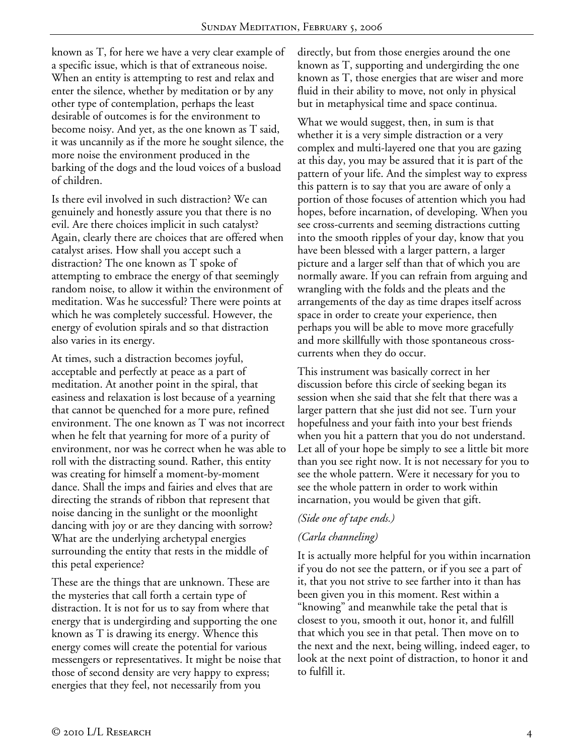known as T, for here we have a very clear example of a specific issue, which is that of extraneous noise. When an entity is attempting to rest and relax and enter the silence, whether by meditation or by any other type of contemplation, perhaps the least desirable of outcomes is for the environment to become noisy. And yet, as the one known as T said, it was uncannily as if the more he sought silence, the more noise the environment produced in the barking of the dogs and the loud voices of a busload of children.

Is there evil involved in such distraction? We can genuinely and honestly assure you that there is no evil. Are there choices implicit in such catalyst? Again, clearly there are choices that are offered when catalyst arises. How shall you accept such a distraction? The one known as T spoke of attempting to embrace the energy of that seemingly random noise, to allow it within the environment of meditation. Was he successful? There were points at which he was completely successful. However, the energy of evolution spirals and so that distraction also varies in its energy.

At times, such a distraction becomes joyful, acceptable and perfectly at peace as a part of meditation. At another point in the spiral, that easiness and relaxation is lost because of a yearning that cannot be quenched for a more pure, refined environment. The one known as T was not incorrect when he felt that yearning for more of a purity of environment, nor was he correct when he was able to roll with the distracting sound. Rather, this entity was creating for himself a moment-by-moment dance. Shall the imps and fairies and elves that are directing the strands of ribbon that represent that noise dancing in the sunlight or the moonlight dancing with joy or are they dancing with sorrow? What are the underlying archetypal energies surrounding the entity that rests in the middle of this petal experience?

These are the things that are unknown. These are the mysteries that call forth a certain type of distraction. It is not for us to say from where that energy that is undergirding and supporting the one known as T is drawing its energy. Whence this energy comes will create the potential for various messengers or representatives. It might be noise that those of second density are very happy to express; energies that they feel, not necessarily from you directly, but from those energies around the one known as T, supporting and undergirding the one known as T, those energies that are wiser and more fluid in their ability to move, not only in physical but in metaphysical time and space continua.

What we would suggest, then, in sum is that whether it is a very simple distraction or a very complex and multi-layered one that you are gazing at this day, you may be assured that it is part of the pattern of your life. And the simplest way to express this pattern is to say that you are aware of only a portion of those focuses of attention which you had hopes, before incarnation, of developing. When you see cross-currents and seeming distractions cutting into the smooth ripples of your day, know that you have been blessed with a larger pattern, a larger picture and a larger self than that of which you are normally aware. If you can refrain from arguing and wrangling with the folds and the pleats and the arrangements of the day as time drapes itself across space in order to create your experience, then perhaps you will be able to move more gracefully and more skillfully with those spontaneous cross-currents when they do occur.

This instrument was basically correct in her discussion before this circle of seeking began its session when she said that she felt that there was a larger pattern that she just did not see. Turn your hopefulness and your faith into your best friends when you hit a pattern that you do not understand. Let all of your hope be simply to see a little bit more than you see right now. It is not necessary for you to see the whole pattern. Were it necessary for you to see the whole pattern in order to work within incarnation, you would be given that gift.

*(Side one of tape ends.)*

*(Carla channeling)*

It is actually more helpful for you within incarnation if you do not see the pattern, or if you see a part of it, that you not strive to see farther into it than has been given you in this moment. Rest within a "knowing" and meanwhile take the petal that is closest to you, smooth it out, honor it, and fulfill that which you see in that petal. Then move on to the next and the next, being willing, indeed eager, to look at the next point of distraction, to honor it and to fulfill it.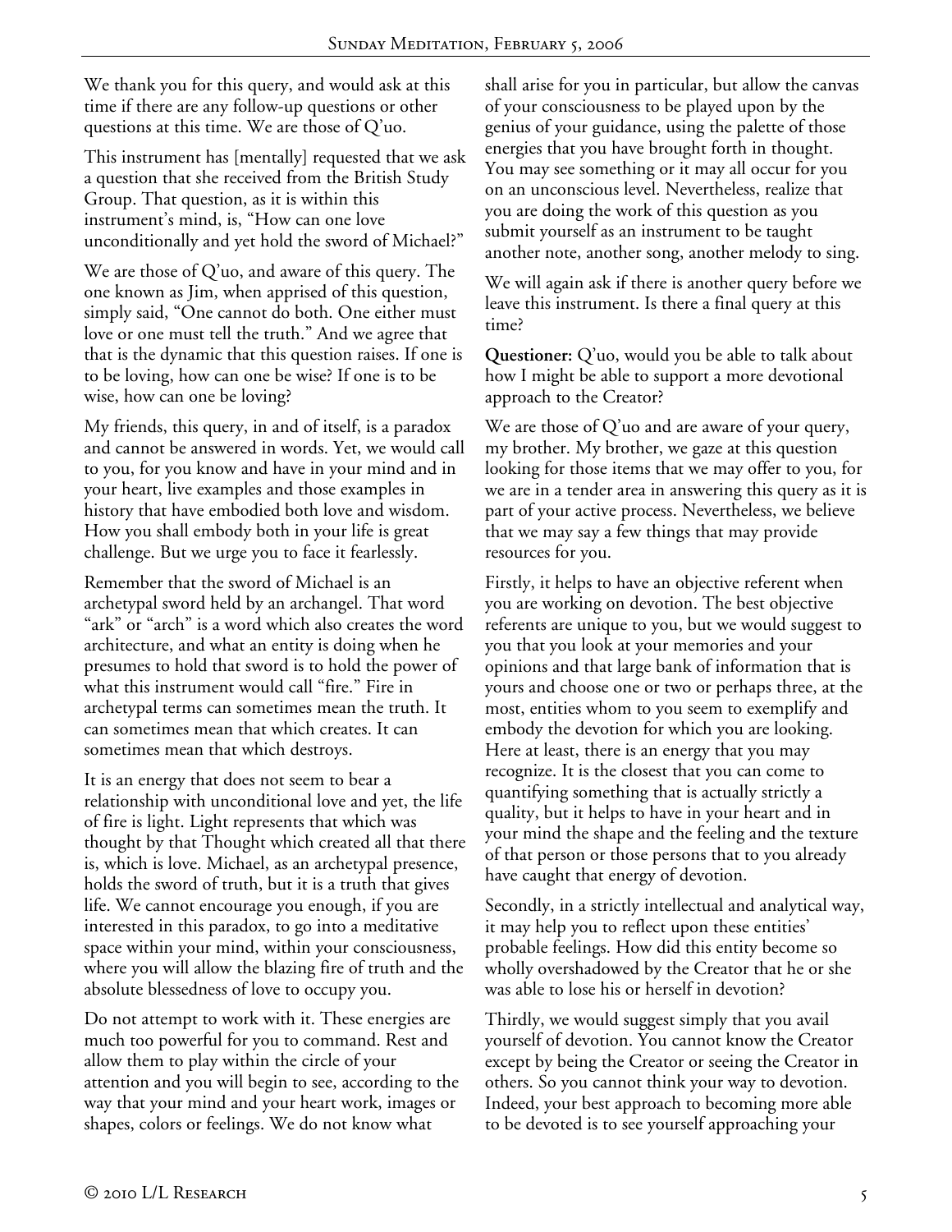We thank you for this query, and would ask at this time if there are any follow-up questions or other questions at this time. We are those of Q'uo.

This instrument has [mentally] requested that we ask a question that she received from the British Study Group. That question, as it is within this instrument's mind, is, "How can one love unconditionally and yet hold the sword of Michael?"

We are those of Q'uo, and aware of this query. The one known as Jim, when apprised of this question, simply said, "One cannot do both. One either must love or one must tell the truth." And we agree that that is the dynamic that this question raises. If one is to be loving, how can one be wise? If one is to be wise, how can one be loving?

My friends, this query, in and of itself, is a paradox and cannot be answered in words. Yet, we would call to you, for you know and have in your mind and in your heart, live examples and those examples in history that have embodied both love and wisdom. How you shall embody both in your life is great challenge. But we urge you to face it fearlessly.

Remember that the sword of Michael is an archetypal sword held by an archangel. That word "ark" or "arch" is a word which also creates the word architecture, and what an entity is doing when he presumes to hold that sword is to hold the power of what this instrument would call "fire." Fire in archetypal terms can sometimes mean the truth. It can sometimes mean that which creates. It can sometimes mean that which destroys.

It is an energy that does not seem to bear a relationship with unconditional love and yet, the life of fire is light. Light represents that which was thought by that Thought which created all that there is, which is love. Michael, as an archetypal presence, holds the sword of truth, but it is a truth that gives life. We cannot encourage you enough, if you are interested in this paradox, to go into a meditative space within your mind, within your consciousness, where you will allow the blazing fire of truth and the absolute blessedness of love to occupy you.

Do not attempt to work with it. These energies are much too powerful for you to command. Rest and allow them to play within the circle of your attention and you will begin to see, according to the way that your mind and your heart work, images or shapes, colors or feelings. We do not know what shall arise for you in particular, but allow the canvas of your consciousness to be played upon by the genius of your guidance, using the palette of those energies that you have brought forth in thought. You may see something or it may all occur for you on an unconscious level. Nevertheless, realize that you are doing the work of this question as you submit yourself as an instrument to be taught another note, another song, another melody to sing.

We will again ask if there is another query before we leave this instrument. Is there a final query at this time?

**Questioner:** Q'uo, would you be able to talk about how I might be able to support a more devotional approach to the Creator?

We are those of Q'uo and are aware of your query, my brother. My brother, we gaze at this question looking for those items that we may offer to you, for we are in a tender area in answering this query as it is part of your active process. Nevertheless, we believe that we may say a few things that may provide resources for you.

Firstly, it helps to have an objective referent when you are working on devotion. The best objective referents are unique to you, but we would suggest to you that you look at your memories and your opinions and that large bank of information that is yours and choose one or two or perhaps three, at the most, entities whom to you seem to exemplify and embody the devotion for which you are looking. Here at least, there is an energy that you may recognize. It is the closest that you can come to quantifying something that is actually strictly a quality, but it helps to have in your heart and in your mind the shape and the feeling and the texture of that person or those persons that to you already have caught that energy of devotion.

Secondly, in a strictly intellectual and analytical way, it may help you to reflect upon these entities' probable feelings. How did this entity become so wholly overshadowed by the Creator that he or she was able to lose his or herself in devotion?

Thirdly, we would suggest simply that you avail yourself of devotion. You cannot know the Creator except by being the Creator or seeing the Creator in others. So you cannot think your way to devotion. Indeed, your best approach to becoming more able to be devoted is to see yourself approaching your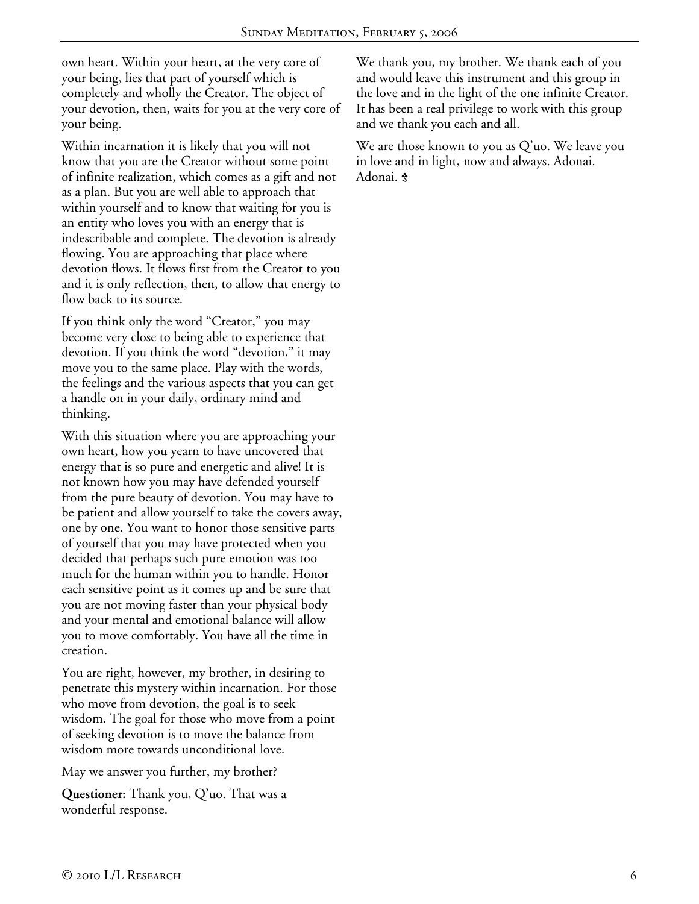own heart. Within your heart, at the very core of your being, lies that part of yourself which is completely and wholly the Creator. The object of your devotion, then, waits for you at the very core of your being.

Within incarnation it is likely that you will not know that you are the Creator without some point of infinite realization, which comes as a gift and not as a plan. But you are well able to approach that within yourself and to know that waiting for you is an entity who loves you with an energy that is indescribable and complete. The devotion is already flowing. You are approaching that place where devotion flows. It flows first from the Creator to you and it is only reflection, then, to allow that energy to flow back to its source.

If you think only the word "Creator," you may become very close to being able to experience that devotion. If you think the word "devotion," it may move you to the same place. Play with the words, the feelings and the various aspects that you can get a handle on in your daily, ordinary mind and thinking.

With this situation where you are approaching your own heart, how you yearn to have uncovered that energy that is so pure and energetic and alive! It is not known how you may have defended yourself from the pure beauty of devotion. You may have to be patient and allow yourself to take the covers away, one by one. You want to honor those sensitive parts of yourself that you may have protected when you decided that perhaps such pure emotion was too much for the human within you to handle. Honor each sensitive point as it comes up and be sure that you are not moving faster than your physical body and your mental and emotional balance will allow you to move comfortably. You have all the time in creation.

You are right, however, my brother, in desiring to penetrate this mystery within incarnation. For those who move from devotion, the goal is to seek wisdom. The goal for those who move from a point of seeking devotion is to move the balance from wisdom more towards unconditional love.

May we answer you further, my brother?

**Questioner:** Thank you, Q'uo. That was a wonderful response.

We thank you, my brother. We thank each of you and would leave this instrument and this group in the love and in the light of the one infinite Creator. It has been a real privilege to work with this group and we thank you each and all.

We are those known to you as Q'uo. We leave you in love and in light, now and always. Adonai. Adonai. ♣